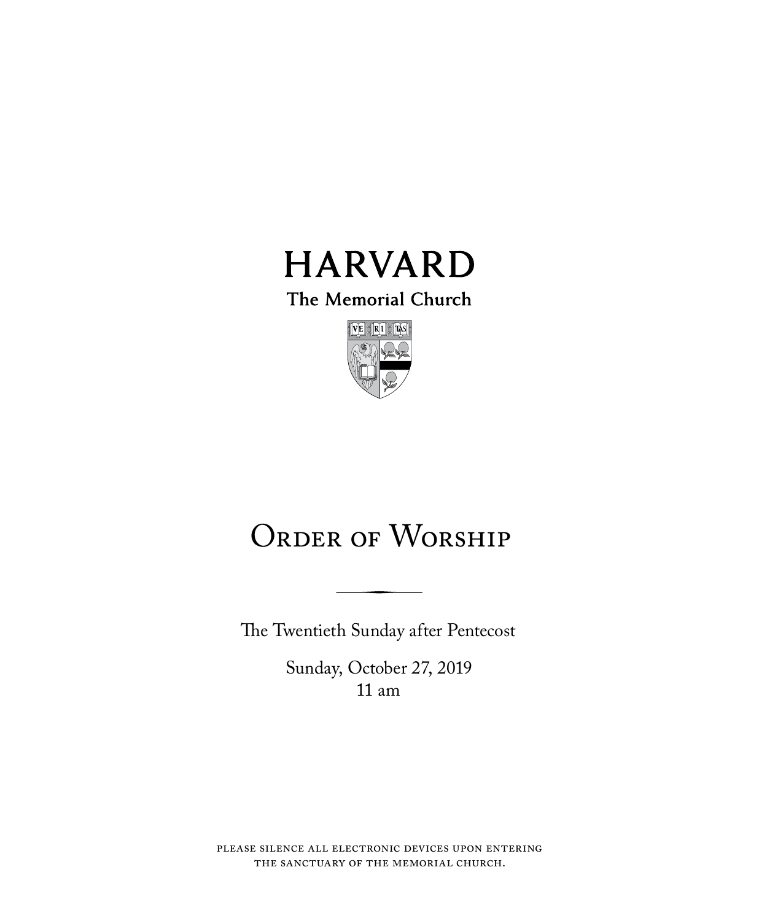# HARVARD

The Memorial Church

# Order of Worship

The Twentieth Sunday after Pentecost

Sunday, October 27, 2019
11 am

please silence all electronic devices upon entering
the sanctuary of the memorial church.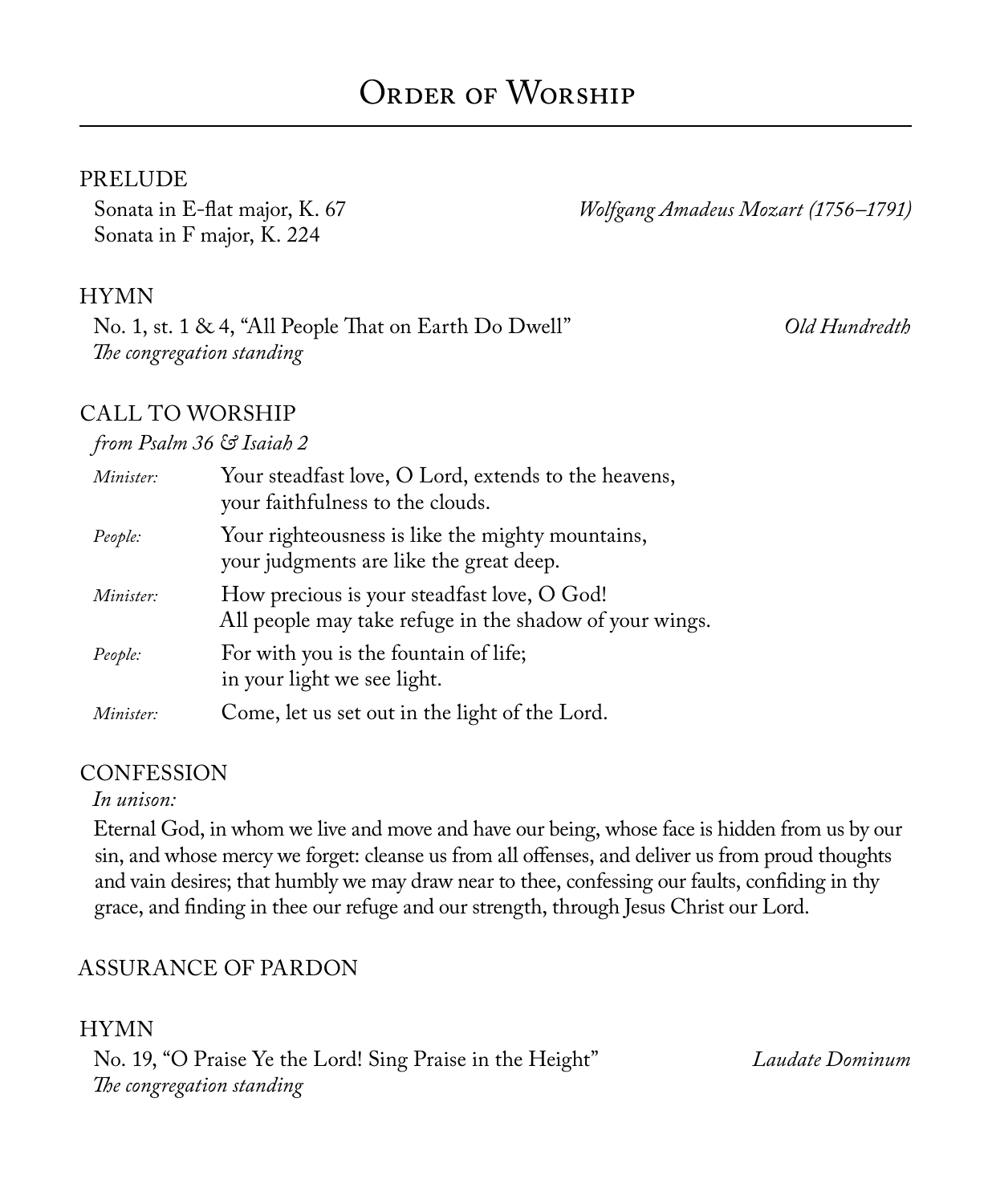# Order of Worship

## PRELUDE

Sonata in E-flat major, K. 67 — *Wolfgang Amadeus Mozart (1756–1791)*
Sonata in F major, K. 224

## HYMN

No. 1, st. 1 & 4, "All People That on Earth Do Dwell" — *Old Hundredth*
*The congregation standing*

## CALL TO WORSHIP

*from Psalm 36 & Isaiah 2*

*Minister:* Your steadfast love, O Lord, extends to the heavens,
your faithfulness to the clouds.

*People:* Your righteousness is like the mighty mountains,
your judgments are like the great deep.

*Minister:* How precious is your steadfast love, O God!
All people may take refuge in the shadow of your wings.

*People:* For with you is the fountain of life;
in your light we see light.

*Minister:* Come, let us set out in the light of the Lord.

## CONFESSION

*In unison:*

Eternal God, in whom we live and move and have our being, whose face is hidden from us by our sin, and whose mercy we forget: cleanse us from all offenses, and deliver us from proud thoughts and vain desires; that humbly we may draw near to thee, confessing our faults, confiding in thy grace, and finding in thee our refuge and our strength, through Jesus Christ our Lord.

## ASSURANCE OF PARDON

## HYMN

No. 19, "O Praise Ye the Lord! Sing Praise in the Height" — *Laudate Dominum*
*The congregation standing*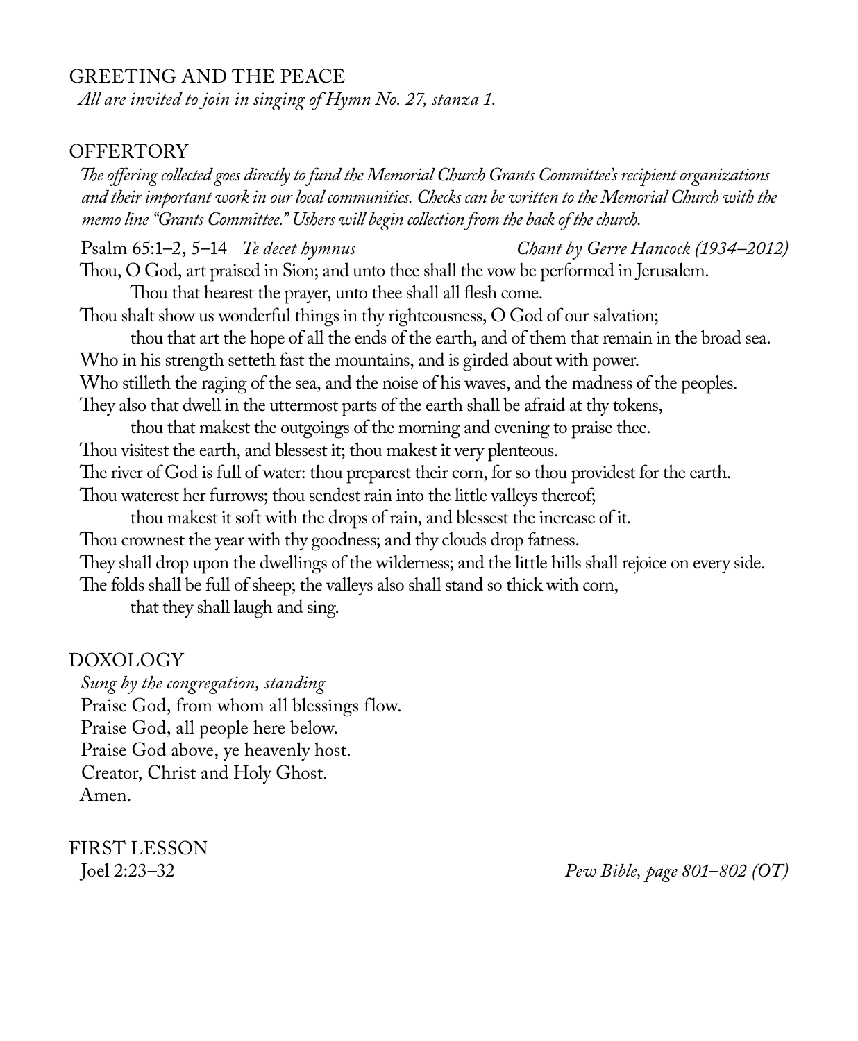## GREETING AND THE PEACE

*All are invited to join in singing of Hymn No. 27, stanza 1.*

## OFFERTORY

*The offering collected goes directly to fund the Memorial Church Grants Committee's recipient organizations and their important work in our local communities. Checks can be written to the Memorial Church with the memo line "Grants Committee." Ushers will begin collection from the back of the church.*

Psalm 65:1–2, 5–14 *Te decet hymnus* *Chant by Gerre Hancock (1934–2012)*

Thou, O God, art praised in Sion; and unto thee shall the vow be performed in Jerusalem.
Thou that hearest the prayer, unto thee shall all flesh come.
Thou shalt show us wonderful things in thy righteousness, O God of our salvation;
thou that art the hope of all the ends of the earth, and of them that remain in the broad sea.
Who in his strength setteth fast the mountains, and is girded about with power.
Who stilleth the raging of the sea, and the noise of his waves, and the madness of the peoples.
They also that dwell in the uttermost parts of the earth shall be afraid at thy tokens,
thou that makest the outgoings of the morning and evening to praise thee.
Thou visitest the earth, and blessest it; thou makest it very plenteous.
The river of God is full of water: thou preparest their corn, for so thou providest for the earth.
Thou waterest her furrows; thou sendest rain into the little valleys thereof;
thou makest it soft with the drops of rain, and blessest the increase of it.
Thou crownest the year with thy goodness; and thy clouds drop fatness.
They shall drop upon the dwellings of the wilderness; and the little hills shall rejoice on every side.
The folds shall be full of sheep; the valleys also shall stand so thick with corn,
that they shall laugh and sing.

## DOXOLOGY

*Sung by the congregation, standing*

Praise God, from whom all blessings flow.
Praise God, all people here below.
Praise God above, ye heavenly host.
Creator, Christ and Holy Ghost.
Amen.

## FIRST LESSON

Joel 2:23–32 *Pew Bible, page 801–802 (OT)*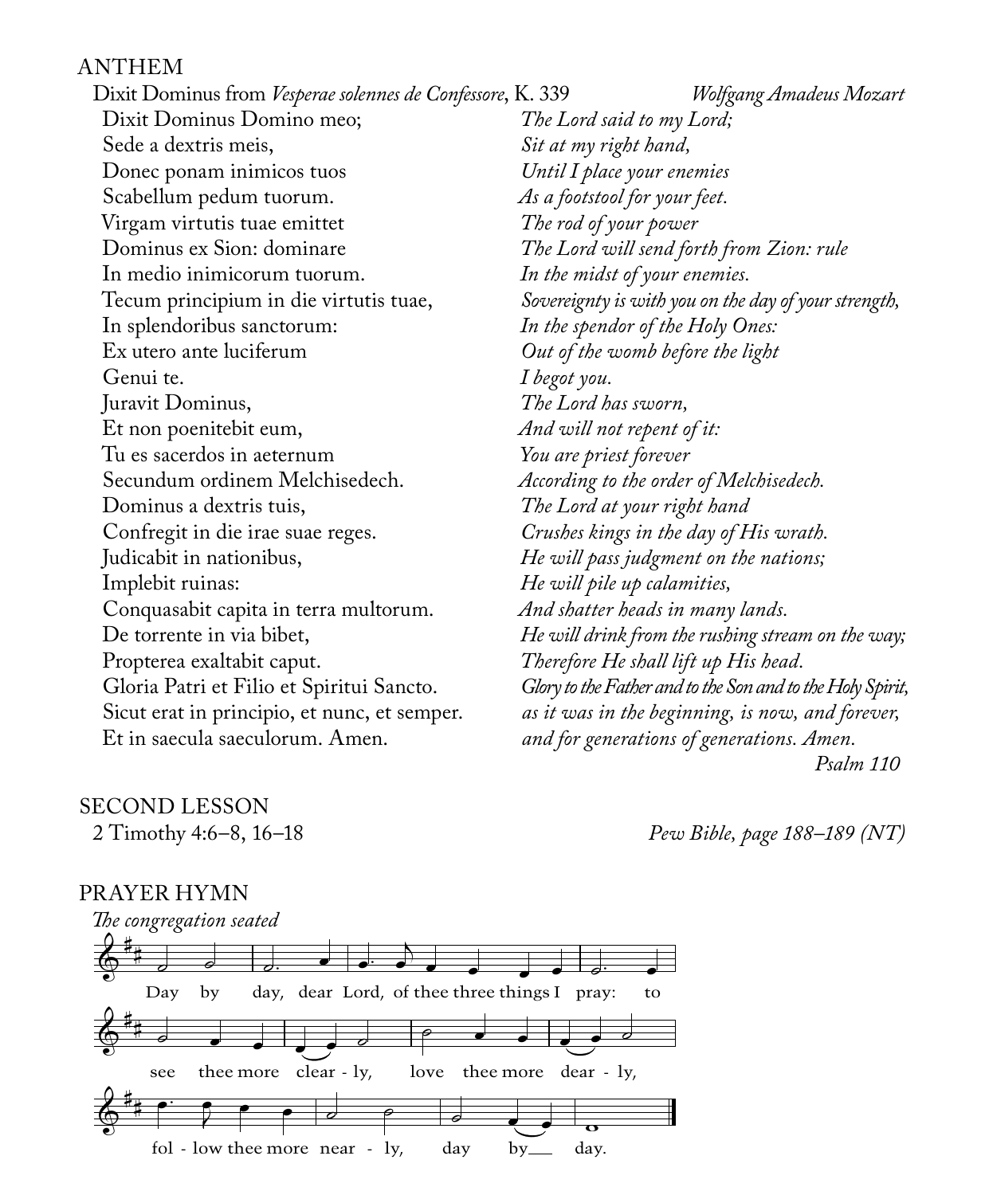## ANTHEM

Dixit Dominus from *Vesperae solennes de Confessore*, K. 339 — *Wolfgang Amadeus Mozart*

| | |
|---|---|
| Dixit Dominus Domino meo; | *The Lord said to my Lord;* |
| Sede a dextris meis, | *Sit at my right hand,* |
| Donec ponam inimicos tuos | *Until I place your enemies* |
| Scabellum pedum tuorum. | *As a footstool for your feet.* |
| Virgam virtutis tuae emittet | *The rod of your power* |
| Dominus ex Sion: dominare | *The Lord will send forth from Zion: rule* |
| In medio inimicorum tuorum. | *In the midst of your enemies.* |
| Tecum principium in die virtutis tuae, | *Sovereignty is with you on the day of your strength,* |
| In splendoribus sanctorum: | *In the spendor of the Holy Ones:* |
| Ex utero ante luciferum | *Out of the womb before the light* |
| Genui te. | *I begot you.* |
| Juravit Dominus, | *The Lord has sworn,* |
| Et non poenitebit eum, | *And will not repent of it:* |
| Tu es sacerdos in aeternum | *You are priest forever* |
| Secundum ordinem Melchisedech. | *According to the order of Melchisedech.* |
| Dominus a dextris tuis, | *The Lord at your right hand* |
| Confregit in die irae suae reges. | *Crushes kings in the day of His wrath.* |
| Judicabit in nationibus, | *He will pass judgment on the nations;* |
| Implebit ruinas: | *He will pile up calamities,* |
| Conquasabit capita in terra multorum. | *And shatter heads in many lands.* |
| De torrente in via bibet, | *He will drink from the rushing stream on the way;* |
| Propterea exaltabit caput. | *Therefore He shall lift up His head.* |
| Gloria Patri et Filio et Spiritui Sancto. | *Glory to the Father and to the Son and to the Holy Spirit,* |
| Sicut erat in principio, et nunc, et semper. | *as it was in the beginning, is now, and forever,* |
| Et in saecula saeculorum. Amen. | *and for generations of generations. Amen.* |

*Psalm 110*

## SECOND LESSON

2 Timothy 4:6–8, 16–18 — *Pew Bible, page 188–189 (NT)*

## PRAYER HYMN

*The congregation seated*

Day by day, dear Lord, of thee three things I pray: to see thee more clear - ly, love thee more dear - ly, fol - low thee more near - ly, day by day.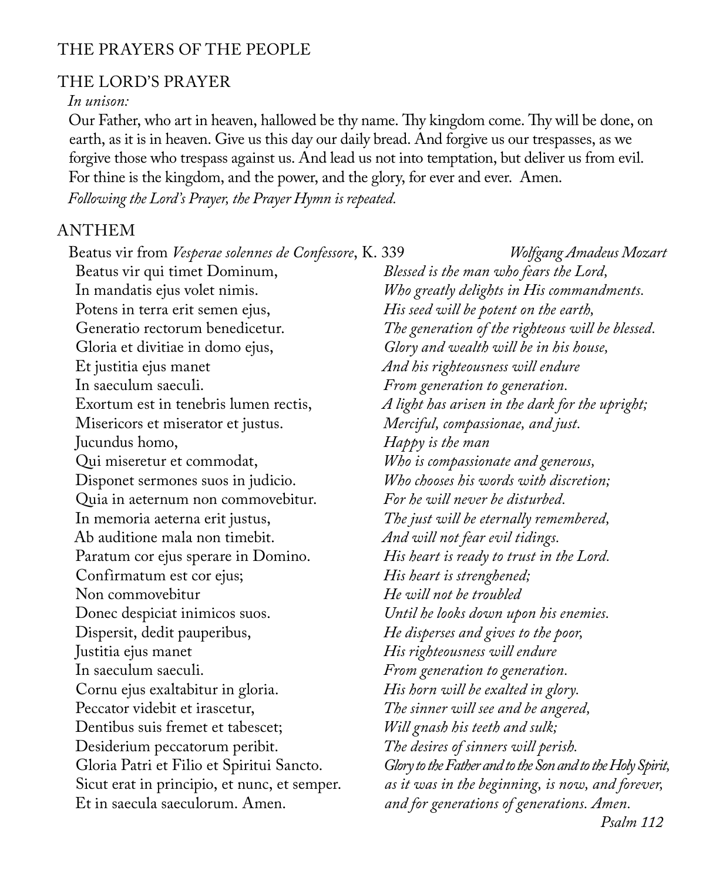## THE PRAYERS OF THE PEOPLE

## THE LORD'S PRAYER

*In unison:*

Our Father, who art in heaven, hallowed be thy name. Thy kingdom come. Thy will be done, on earth, as it is in heaven. Give us this day our daily bread. And forgive us our trespasses, as we forgive those who trespass against us. And lead us not into temptation, but deliver us from evil. For thine is the kingdom, and the power, and the glory, for ever and ever. Amen.

*Following the Lord's Prayer, the Prayer Hymn is repeated.*

## ANTHEM

Beatus vir from *Vesperae solennes de Confessore*, K. 339 — *Wolfgang Amadeus Mozart*

| Latin | English |
|---|---|
| Beatus vir qui timet Dominum, | *Blessed is the man who fears the Lord,* |
| In mandatis ejus volet nimis. | *Who greatly delights in His commandments.* |
| Potens in terra erit semen ejus, | *His seed will be potent on the earth,* |
| Generatio rectorum benedicetur. | *The generation of the righteous will be blessed.* |
| Gloria et divitiae in domo ejus, | *Glory and wealth will be in his house,* |
| Et justitia ejus manet | *And his righteousness will endure* |
| In saeculum saeculi. | *From generation to generation.* |
| Exortum est in tenebris lumen rectis, | *A light has arisen in the dark for the upright;* |
| Misericors et miserator et justus. | *Merciful, compassionae, and just.* |
| Jucundus homo, | *Happy is the man* |
| Qui miseretur et commodat, | *Who is compassionate and generous,* |
| Disponet sermones suos in judicio. | *Who chooses his words with discretion;* |
| Quia in aeternum non commovebitur. | *For he will never be disturbed.* |
| In memoria aeterna erit justus, | *The just will be eternally remembered,* |
| Ab auditione mala non timebit. | *And will not fear evil tidings.* |
| Paratum cor ejus sperare in Domino. | *His heart is ready to trust in the Lord.* |
| Confirmatum est cor ejus; | *His heart is strenghened;* |
| Non commovebitur | *He will not be troubled* |
| Donec despiciat inimicos suos. | *Until he looks down upon his enemies.* |
| Dispersit, dedit pauperibus, | *He disperses and gives to the poor,* |
| Justitia ejus manet | *His righteousness will endure* |
| In saeculum saeculi. | *From generation to generation.* |
| Cornu ejus exaltabitur in gloria. | *His horn will be exalted in glory.* |
| Peccator videbit et irascetur, | *The sinner will see and be angered,* |
| Dentibus suis fremet et tabescet; | *Will gnash his teeth and sulk;* |
| Desiderium peccatorum peribit. | *The desires of sinners will perish.* |
| Gloria Patri et Filio et Spiritui Sancto. | *Glory to the Father and to the Son and to the Holy Spirit,* |
| Sicut erat in principio, et nunc, et semper. | *as it was in the beginning, is now, and forever,* |
| Et in saecula saeculorum. Amen. | *and for generations of generations. Amen.* |

*Psalm 112*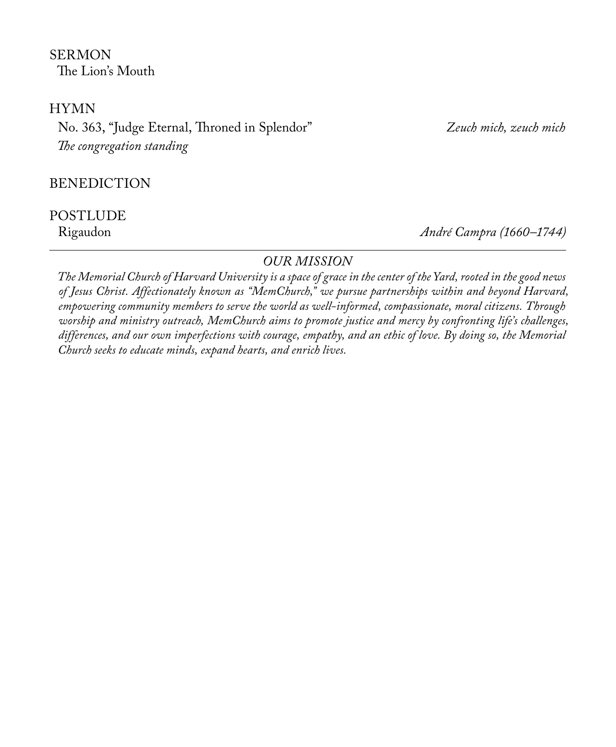SERMON
The Lion's Mouth

HYMN
No. 363, "Judge Eternal, Throned in Splendor" *Zeuch mich, zeuch mich*
*The congregation standing*

BENEDICTION

POSTLUDE
Rigaudon *André Campra (1660–1744)*

---

*OUR MISSION*

*The Memorial Church of Harvard University is a space of grace in the center of the Yard, rooted in the good news of Jesus Christ. Affectionately known as "MemChurch," we pursue partnerships within and beyond Harvard, empowering community members to serve the world as well-informed, compassionate, moral citizens. Through worship and ministry outreach, MemChurch aims to promote justice and mercy by confronting life's challenges, differences, and our own imperfections with courage, empathy, and an ethic of love. By doing so, the Memorial Church seeks to educate minds, expand hearts, and enrich lives.*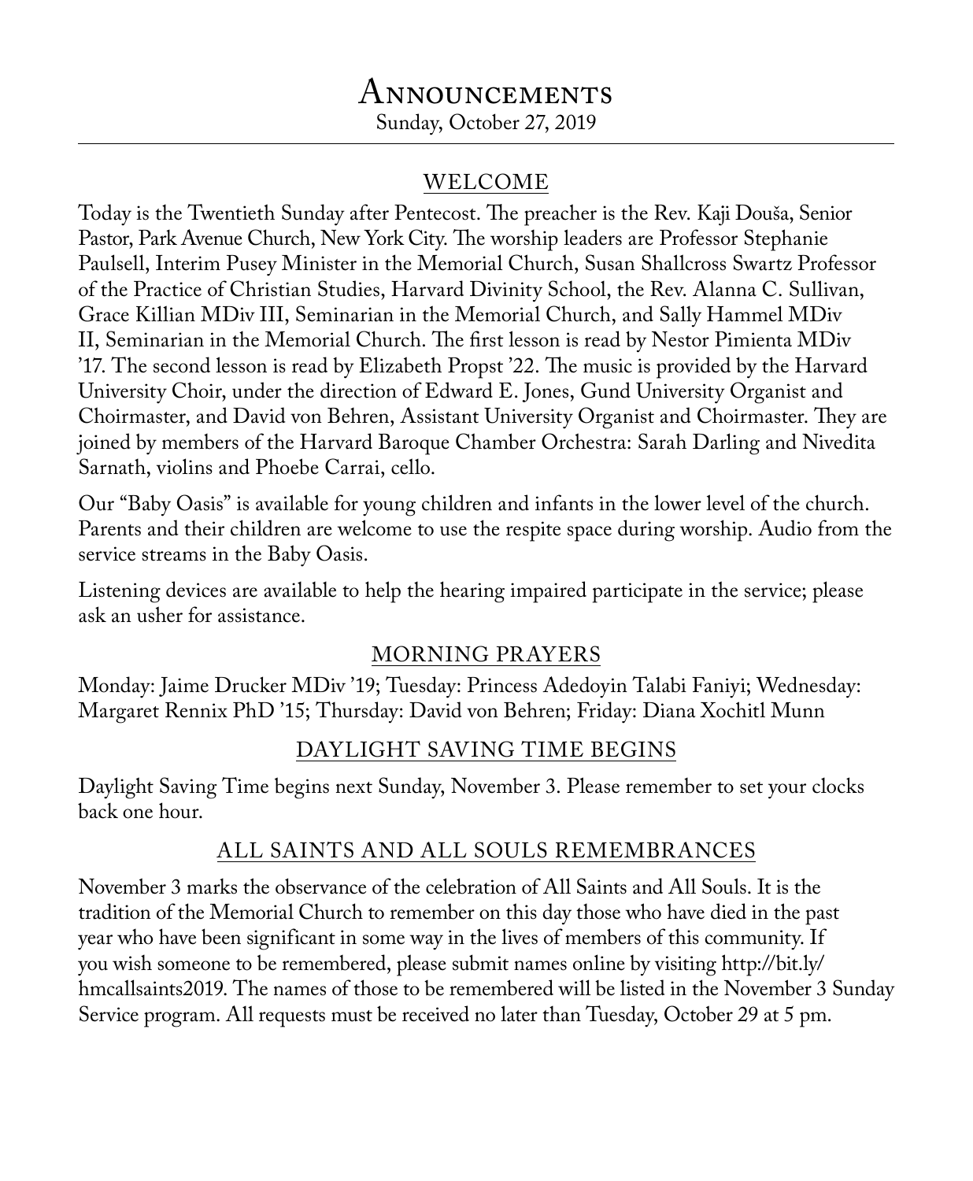# Announcements

Sunday, October 27, 2019

## WELCOME

Today is the Twentieth Sunday after Pentecost. The preacher is the Rev. Kaji Douša, Senior Pastor, Park Avenue Church, New York City. The worship leaders are Professor Stephanie Paulsell, Interim Pusey Minister in the Memorial Church, Susan Shallcross Swartz Professor of the Practice of Christian Studies, Harvard Divinity School, the Rev. Alanna C. Sullivan, Grace Killian MDiv III, Seminarian in the Memorial Church, and Sally Hammel MDiv II, Seminarian in the Memorial Church. The first lesson is read by Nestor Pimienta MDiv '17. The second lesson is read by Elizabeth Propst '22. The music is provided by the Harvard University Choir, under the direction of Edward E. Jones, Gund University Organist and Choirmaster, and David von Behren, Assistant University Organist and Choirmaster. They are joined by members of the Harvard Baroque Chamber Orchestra: Sarah Darling and Nivedita Sarnath, violins and Phoebe Carrai, cello.

Our "Baby Oasis" is available for young children and infants in the lower level of the church. Parents and their children are welcome to use the respite space during worship. Audio from the service streams in the Baby Oasis.

Listening devices are available to help the hearing impaired participate in the service; please ask an usher for assistance.

## MORNING PRAYERS

Monday: Jaime Drucker MDiv '19; Tuesday: Princess Adedoyin Talabi Faniyi; Wednesday: Margaret Rennix PhD '15; Thursday: David von Behren; Friday: Diana Xochitl Munn

## DAYLIGHT SAVING TIME BEGINS

Daylight Saving Time begins next Sunday, November 3. Please remember to set your clocks back one hour.

## ALL SAINTS AND ALL SOULS REMEMBRANCES

November 3 marks the observance of the celebration of All Saints and All Souls. It is the tradition of the Memorial Church to remember on this day those who have died in the past year who have been significant in some way in the lives of members of this community. If you wish someone to be remembered, please submit names online by visiting http://bit.ly/hmcallsaints2019. The names of those to be remembered will be listed in the November 3 Sunday Service program. All requests must be received no later than Tuesday, October 29 at 5 pm.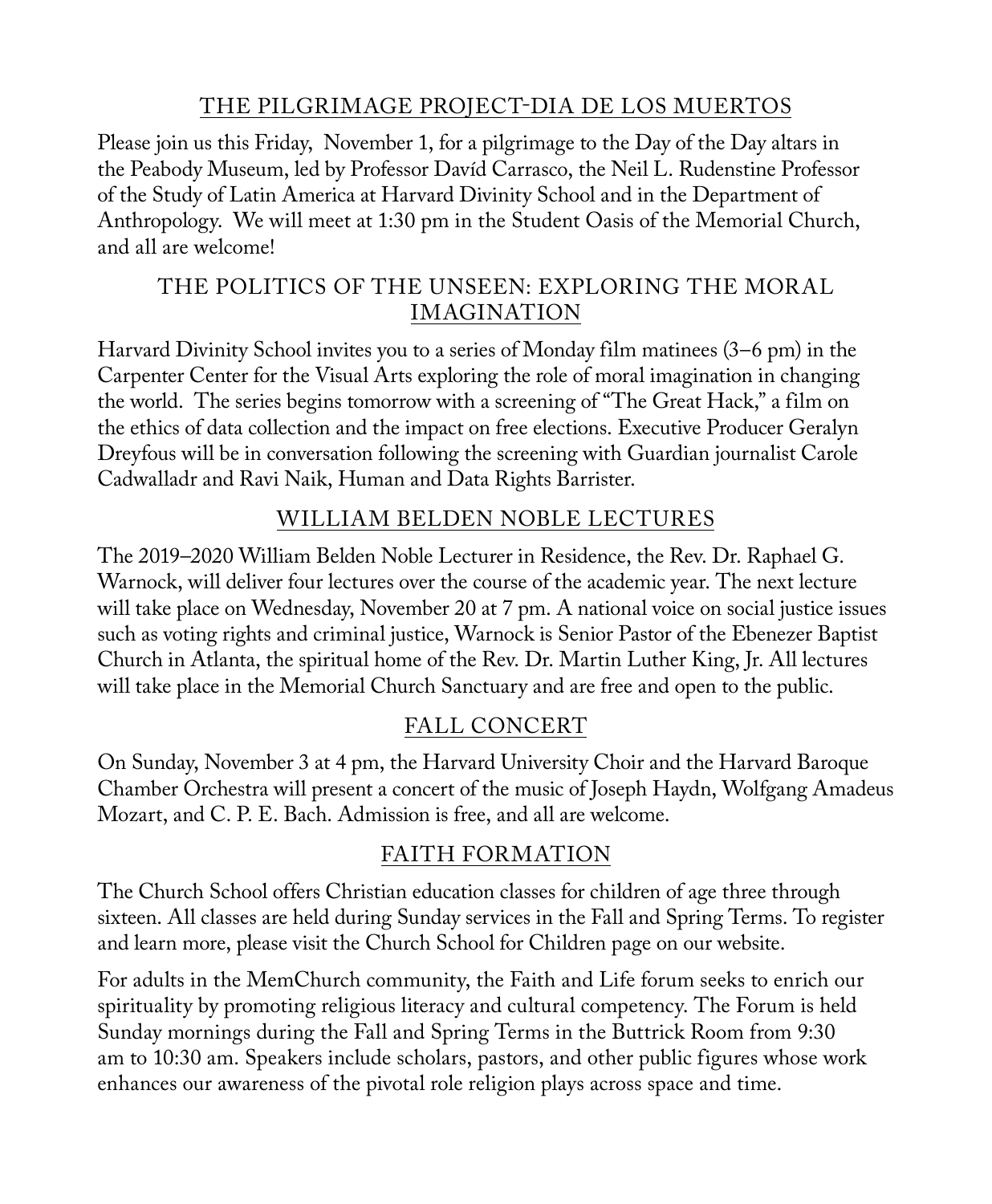## THE PILGRIMAGE PROJECT-DIA DE LOS MUERTOS

Please join us this Friday, November 1, for a pilgrimage to the Day of the Day altars in the Peabody Museum, led by Professor Davíd Carrasco, the Neil L. Rudenstine Professor of the Study of Latin America at Harvard Divinity School and in the Department of Anthropology. We will meet at 1:30 pm in the Student Oasis of the Memorial Church, and all are welcome!

## THE POLITICS OF THE UNSEEN: EXPLORING THE MORAL IMAGINATION

Harvard Divinity School invites you to a series of Monday film matinees (3–6 pm) in the Carpenter Center for the Visual Arts exploring the role of moral imagination in changing the world. The series begins tomorrow with a screening of "The Great Hack," a film on the ethics of data collection and the impact on free elections. Executive Producer Geralyn Dreyfous will be in conversation following the screening with Guardian journalist Carole Cadwalladr and Ravi Naik, Human and Data Rights Barrister.

## WILLIAM BELDEN NOBLE LECTURES

The 2019–2020 William Belden Noble Lecturer in Residence, the Rev. Dr. Raphael G. Warnock, will deliver four lectures over the course of the academic year. The next lecture will take place on Wednesday, November 20 at 7 pm. A national voice on social justice issues such as voting rights and criminal justice, Warnock is Senior Pastor of the Ebenezer Baptist Church in Atlanta, the spiritual home of the Rev. Dr. Martin Luther King, Jr. All lectures will take place in the Memorial Church Sanctuary and are free and open to the public.

## FALL CONCERT

On Sunday, November 3 at 4 pm, the Harvard University Choir and the Harvard Baroque Chamber Orchestra will present a concert of the music of Joseph Haydn, Wolfgang Amadeus Mozart, and C. P. E. Bach. Admission is free, and all are welcome.

## FAITH FORMATION

The Church School offers Christian education classes for children of age three through sixteen. All classes are held during Sunday services in the Fall and Spring Terms. To register and learn more, please visit the Church School for Children page on our website.

For adults in the MemChurch community, the Faith and Life forum seeks to enrich our spirituality by promoting religious literacy and cultural competency. The Forum is held Sunday mornings during the Fall and Spring Terms in the Buttrick Room from 9:30 am to 10:30 am. Speakers include scholars, pastors, and other public figures whose work enhances our awareness of the pivotal role religion plays across space and time.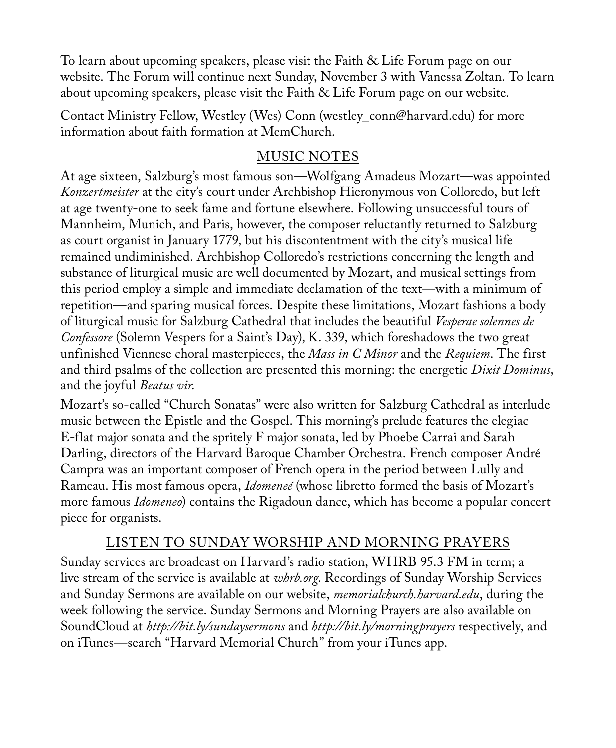To learn about upcoming speakers, please visit the Faith & Life Forum page on our website. The Forum will continue next Sunday, November 3 with Vanessa Zoltan. To learn about upcoming speakers, please visit the Faith & Life Forum page on our website.

Contact Ministry Fellow, Westley (Wes) Conn (westley_conn@harvard.edu) for more information about faith formation at MemChurch.

## MUSIC NOTES

At age sixteen, Salzburg's most famous son—Wolfgang Amadeus Mozart—was appointed *Konzertmeister* at the city's court under Archbishop Hieronymous von Colloredo, but left at age twenty-one to seek fame and fortune elsewhere. Following unsuccessful tours of Mannheim, Munich, and Paris, however, the composer reluctantly returned to Salzburg as court organist in January 1779, but his discontentment with the city's musical life remained undiminished. Archbishop Colloredo's restrictions concerning the length and substance of liturgical music are well documented by Mozart, and musical settings from this period employ a simple and immediate declamation of the text—with a minimum of repetition—and sparing musical forces. Despite these limitations, Mozart fashions a body of liturgical music for Salzburg Cathedral that includes the beautiful *Vesperae solennes de Confessore* (Solemn Vespers for a Saint's Day), K. 339, which foreshadows the two great unfinished Viennese choral masterpieces, the *Mass in C Minor* and the *Requiem*. The first and third psalms of the collection are presented this morning: the energetic *Dixit Dominus*, and the joyful *Beatus vir.*

Mozart's so-called "Church Sonatas" were also written for Salzburg Cathedral as interlude music between the Epistle and the Gospel. This morning's prelude features the elegiac E-flat major sonata and the spritely F major sonata, led by Phoebe Carrai and Sarah Darling, directors of the Harvard Baroque Chamber Orchestra. French composer André Campra was an important composer of French opera in the period between Lully and Rameau. His most famous opera, *Idomeneé* (whose libretto formed the basis of Mozart's more famous *Idomeneo*) contains the Rigadoun dance, which has become a popular concert piece for organists.

## LISTEN TO SUNDAY WORSHIP AND MORNING PRAYERS

Sunday services are broadcast on Harvard's radio station, WHRB 95.3 FM in term; a live stream of the service is available at *whrb.org*. Recordings of Sunday Worship Services and Sunday Sermons are available on our website, *memorialchurch.harvard.edu*, during the week following the service. Sunday Sermons and Morning Prayers are also available on SoundCloud at *http://bit.ly/sundaysermons* and *http://bit.ly/morningprayers* respectively, and on iTunes—search "Harvard Memorial Church" from your iTunes app.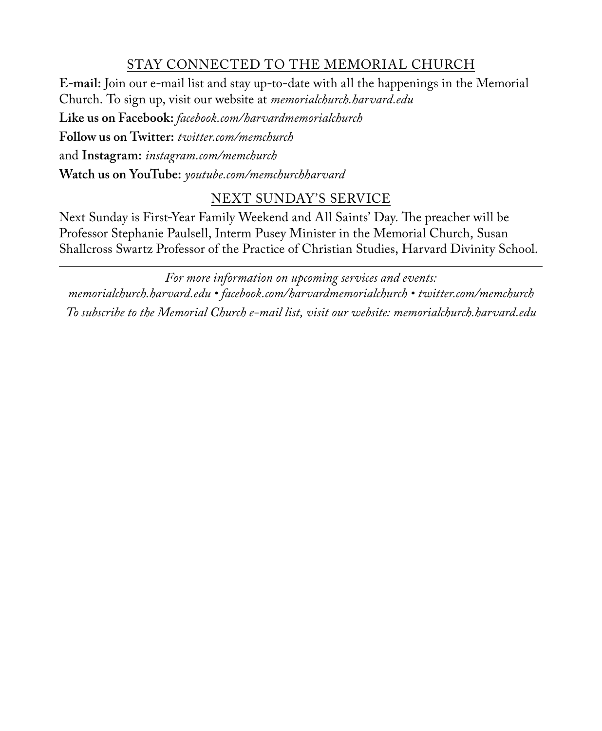## STAY CONNECTED TO THE MEMORIAL CHURCH

**E-mail:** Join our e-mail list and stay up-to-date with all the happenings in the Memorial Church. To sign up, visit our website at *memorialchurch.harvard.edu*

**Like us on Facebook:** *facebook.com/harvardmemorialchurch*

**Follow us on Twitter:** *twitter.com/memchurch*

and **Instagram:** *instagram.com/memchurch*

**Watch us on YouTube:** *youtube.com/memchurchharvard*

## NEXT SUNDAY'S SERVICE

Next Sunday is First-Year Family Weekend and All Saints' Day. The preacher will be Professor Stephanie Paulsell, Interm Pusey Minister in the Memorial Church, Susan Shallcross Swartz Professor of the Practice of Christian Studies, Harvard Divinity School.

---

*For more information on upcoming services and events:*
*memorialchurch.harvard.edu • facebook.com/harvardmemorialchurch • twitter.com/memchurch*
*To subscribe to the Memorial Church e-mail list, visit our website: memorialchurch.harvard.edu*